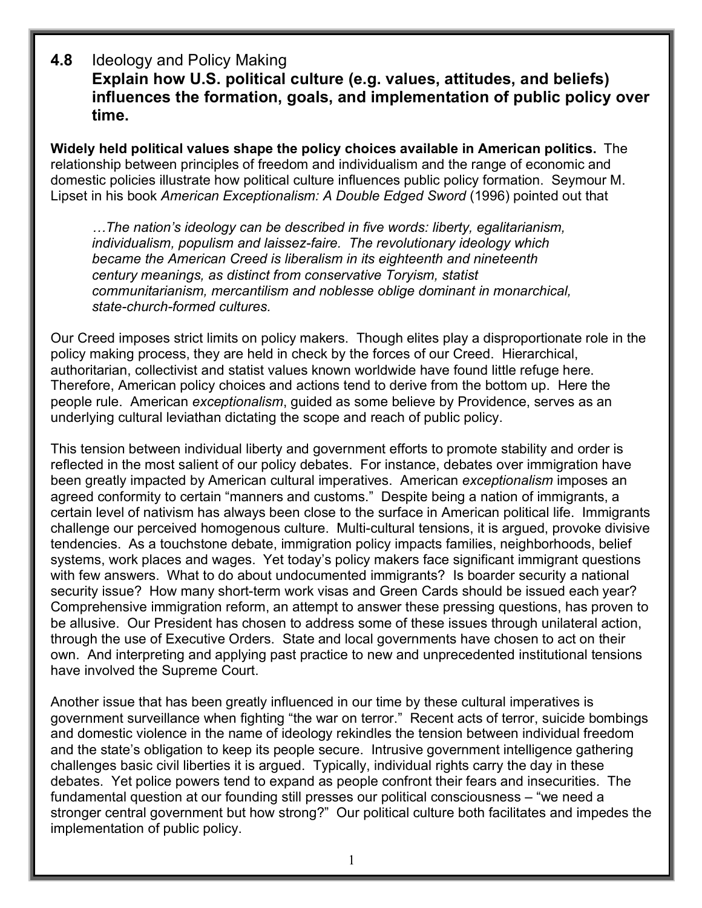## 4.8 Ideology and Policy Making

**Explain how U.S. political culture (e.g. values, attitudes, and beliefs) influences the formation, goals, and implementation of public policy over time.**

**Widely held political values shape the policy choices available in American politics.** The relationship between principles of freedom and individualism and the range of economic and domestic policies illustrate how political culture influences public policy formation. Seymour M. Lipset in his book *American Exceptionalism: A Double Edged Sword* (1996) pointed out that

> *…The nation's ideology can be described in five words: liberty, egalitarianism, individualism, populism and laissez-faire. The revolutionary ideology which became the American Creed is liberalism in its eighteenth and nineteenth century meanings, as distinct from conservative Toryism, statist communitarianism, mercantilism and noblesse oblige dominant in monarchical, state-church-formed cultures.*

Our Creed imposes strict limits on policy makers. Though elites play a disproportionate role in the policy making process, they are held in check by the forces of our Creed. Hierarchical, authoritarian, collectivist and statist values known worldwide have found little refuge here. Therefore, American policy choices and actions tend to derive from the bottom up. Here the people rule. American *exceptionalism*, guided as some believe by Providence, serves as an underlying cultural leviathan dictating the scope and reach of public policy.

This tension between individual liberty and government efforts to promote stability and order is reflected in the most salient of our policy debates. For instance, debates over immigration have been greatly impacted by American cultural imperatives. American *exceptionalism* imposes an agreed conformity to certain "manners and customs." Despite being a nation of immigrants, a certain level of nativism has always been close to the surface in American political life. Immigrants challenge our perceived homogenous culture. Multi-cultural tensions, it is argued, provoke divisive tendencies. As a touchstone debate, immigration policy impacts families, neighborhoods, belief systems, work places and wages. Yet today's policy makers face significant immigrant questions with few answers. What to do about undocumented immigrants? Is boarder security a national security issue? How many short-term work visas and Green Cards should be issued each year? Comprehensive immigration reform, an attempt to answer these pressing questions, has proven to be allusive. Our President has chosen to address some of these issues through unilateral action, through the use of Executive Orders. State and local governments have chosen to act on their own. And interpreting and applying past practice to new and unprecedented institutional tensions have involved the Supreme Court.

Another issue that has been greatly influenced in our time by these cultural imperatives is government surveillance when fighting "the war on terror." Recent acts of terror, suicide bombings and domestic violence in the name of ideology rekindles the tension between individual freedom and the state's obligation to keep its people secure. Intrusive government intelligence gathering challenges basic civil liberties it is argued. Typically, individual rights carry the day in these debates. Yet police powers tend to expand as people confront their fears and insecurities. The fundamental question at our founding still presses our political consciousness – "we need a stronger central government but how strong?" Our political culture both facilitates and impedes the implementation of public policy.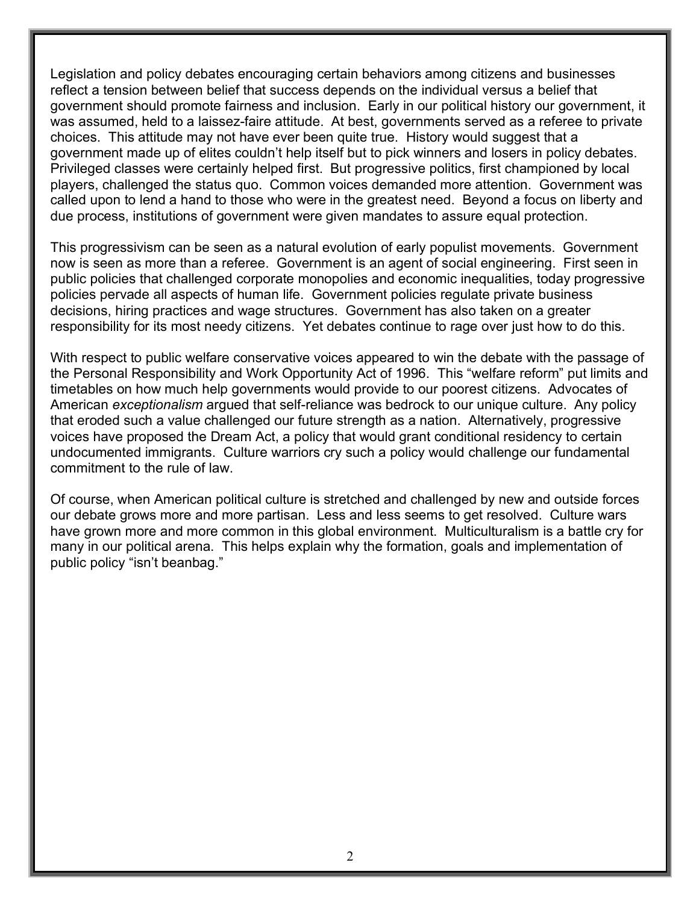Legislation and policy debates encouraging certain behaviors among citizens and businesses reflect a tension between belief that success depends on the individual versus a belief that government should promote fairness and inclusion. Early in our political history our government, it was assumed, held to a laissez-faire attitude. At best, governments served as a referee to private choices. This attitude may not have ever been quite true. History would suggest that a government made up of elites couldn't help itself but to pick winners and losers in policy debates. Privileged classes were certainly helped first. But progressive politics, first championed by local players, challenged the status quo. Common voices demanded more attention. Government was called upon to lend a hand to those who were in the greatest need. Beyond a focus on liberty and due process, institutions of government were given mandates to assure equal protection.

This progressivism can be seen as a natural evolution of early populist movements. Government now is seen as more than a referee. Government is an agent of social engineering. First seen in public policies that challenged corporate monopolies and economic inequalities, today progressive policies pervade all aspects of human life. Government policies regulate private business decisions, hiring practices and wage structures. Government has also taken on a greater responsibility for its most needy citizens. Yet debates continue to rage over just how to do this.

With respect to public welfare conservative voices appeared to win the debate with the passage of the Personal Responsibility and Work Opportunity Act of 1996. This "welfare reform" put limits and timetables on how much help governments would provide to our poorest citizens. Advocates of American *exceptionalism* argued that self-reliance was bedrock to our unique culture. Any policy that eroded such a value challenged our future strength as a nation. Alternatively, progressive voices have proposed the Dream Act, a policy that would grant conditional residency to certain undocumented immigrants. Culture warriors cry such a policy would challenge our fundamental commitment to the rule of law.

Of course, when American political culture is stretched and challenged by new and outside forces our debate grows more and more partisan. Less and less seems to get resolved. Culture wars have grown more and more common in this global environment. Multiculturalism is a battle cry for many in our political arena. This helps explain why the formation, goals and implementation of public policy "isn't beanbag."